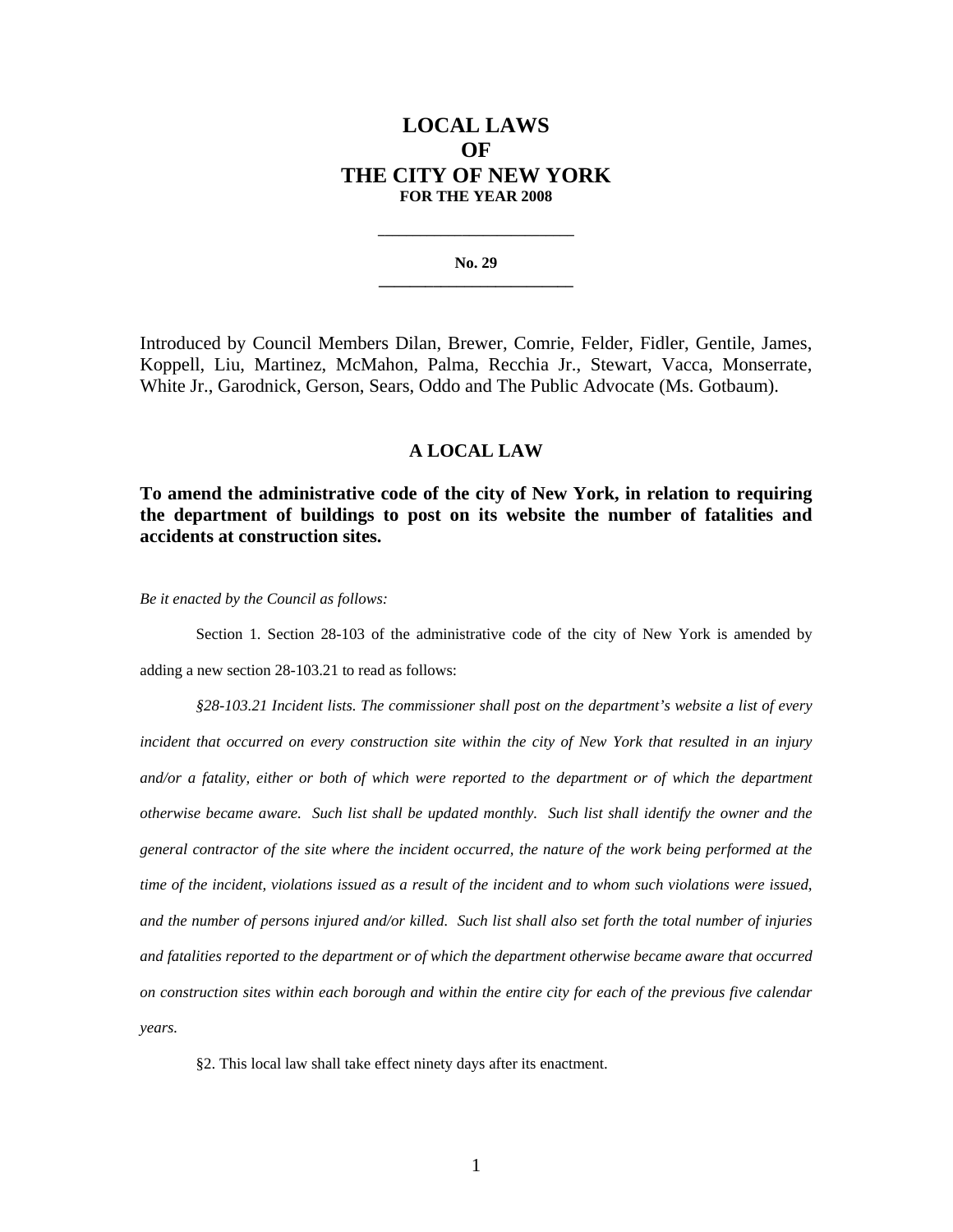# LOCAL LAWS
# OF
# THE CITY OF NEW YORK
**FOR THE YEAR 2008**

---

**No. 29**

---

Introduced by Council Members Dilan, Brewer, Comrie, Felder, Fidler, Gentile, James, Koppell, Liu, Martinez, McMahon, Palma, Recchia Jr., Stewart, Vacca, Monserrate, White Jr., Garodnick, Gerson, Sears, Oddo and The Public Advocate (Ms. Gotbaum).

## A LOCAL LAW

**To amend the administrative code of the city of New York, in relation to requiring the department of buildings to post on its website the number of fatalities and accidents at construction sites.**

*Be it enacted by the Council as follows:*

Section 1. Section 28-103 of the administrative code of the city of New York is amended by adding a new section 28-103.21 to read as follows:

*§28-103.21 Incident lists. The commissioner shall post on the department's website a list of every incident that occurred on every construction site within the city of New York that resulted in an injury and/or a fatality, either or both of which were reported to the department or of which the department otherwise became aware. Such list shall be updated monthly. Such list shall identify the owner and the general contractor of the site where the incident occurred, the nature of the work being performed at the time of the incident, violations issued as a result of the incident and to whom such violations were issued, and the number of persons injured and/or killed. Such list shall also set forth the total number of injuries and fatalities reported to the department or of which the department otherwise became aware that occurred on construction sites within each borough and within the entire city for each of the previous five calendar years.*

§2. This local law shall take effect ninety days after its enactment.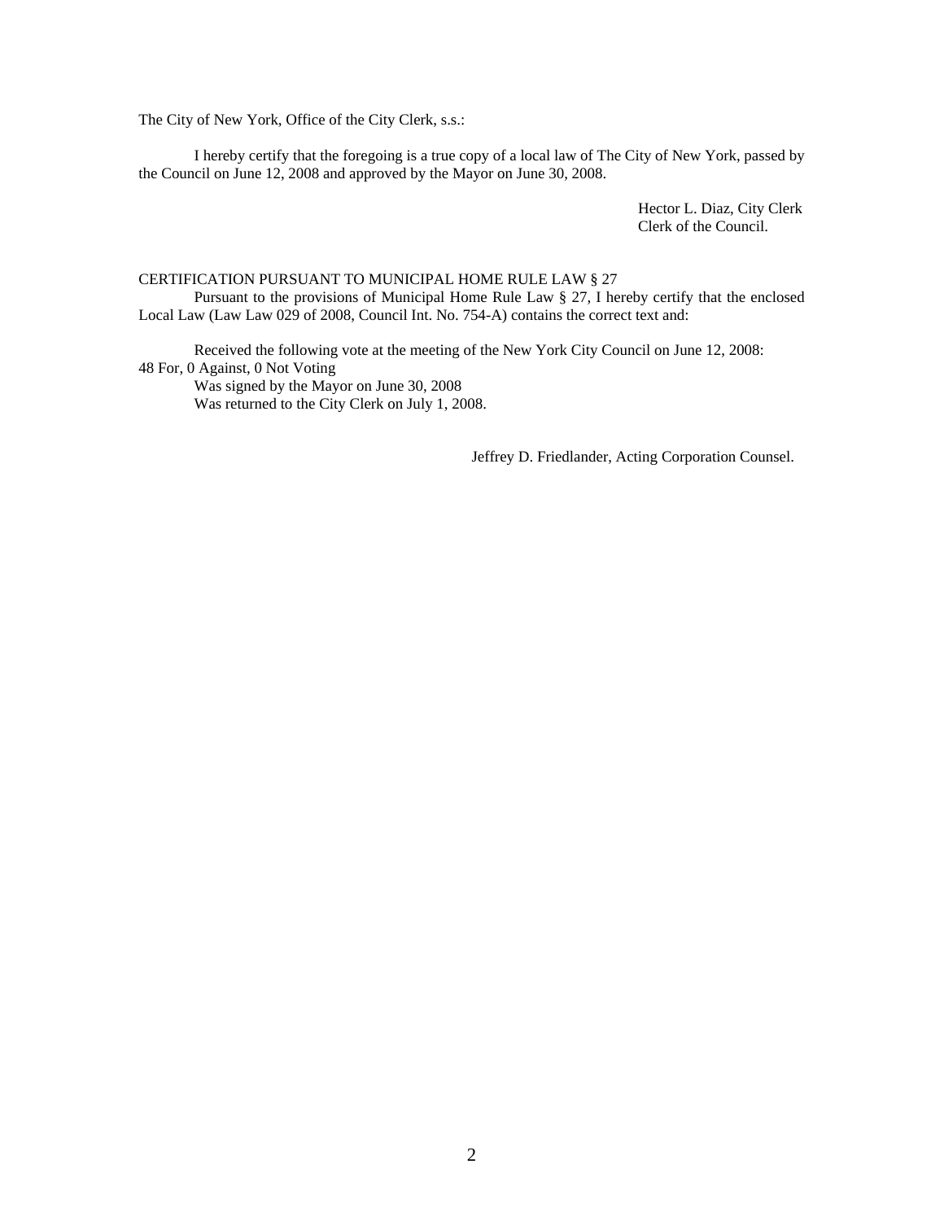The City of New York, Office of the City Clerk, s.s.:

I hereby certify that the foregoing is a true copy of a local law of The City of New York, passed by the Council on June 12, 2008 and approved by the Mayor on June 30, 2008.

Hector L. Diaz, City Clerk
Clerk of the Council.

CERTIFICATION PURSUANT TO MUNICIPAL HOME RULE LAW § 27

Pursuant to the provisions of Municipal Home Rule Law § 27, I hereby certify that the enclosed Local Law (Law Law 029 of 2008, Council Int. No. 754-A) contains the correct text and:

Received the following vote at the meeting of the New York City Council on June 12, 2008:
48 For, 0 Against, 0 Not Voting
Was signed by the Mayor on June 30, 2008
Was returned to the City Clerk on July 1, 2008.

Jeffrey D. Friedlander, Acting Corporation Counsel.